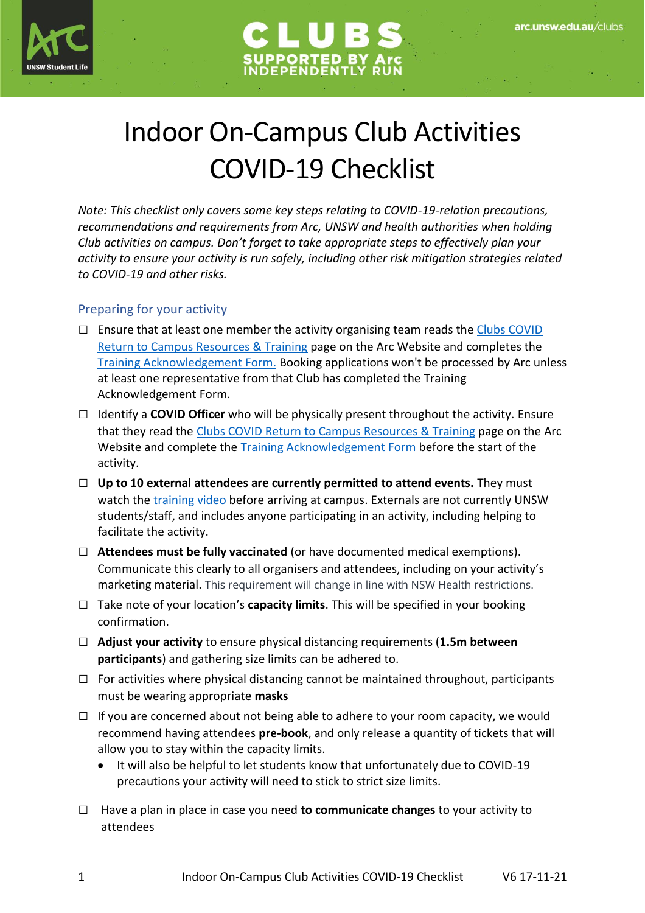# Indoor On-Campus Club Activities COVID-19 Checklist

*Note: This checklist only covers some key steps relating to COVID-19-relation precautions, recommendations and requirements from Arc, UNSW and health authorities when holding Club activities on campus. Don't forget to take appropriate steps to effectively plan your activity to ensure your activity is run safely, including other risk mitigation strategies related to COVID-19 and other risks.*

## Preparing for your activity

- ☐ Ensure that at least one member the activity organising team reads the Clubs COVID Return to Campus Resources & Training page on the Arc Website and completes the Training Acknowledgement Form. Booking applications won't be processed by Arc unless at least one representative from that Club has completed the Training Acknowledgement Form.
- ☐ Identify a **COVID Officer** who will be physically present throughout the activity. Ensure that they read the Clubs COVID Return to Campus Resources & Training page on the Arc Website and complete the Training Acknowledgement Form before the start of the activity.
- ☐ **Up to 10 external attendees are currently permitted to attend events.** They must watch the training video before arriving at campus. Externals are not currently UNSW students/staff, and includes anyone participating in an activity, including helping to facilitate the activity.
- ☐ **Attendees must be fully vaccinated** (or have documented medical exemptions). Communicate this clearly to all organisers and attendees, including on your activity's marketing material. This requirement will change in line with NSW Health restrictions.
- ☐ Take note of your location's **capacity limits**. This will be specified in your booking confirmation.
- ☐ **Adjust your activity** to ensure physical distancing requirements (**1.5m between participants**) and gathering size limits can be adhered to.
- ☐ For activities where physical distancing cannot be maintained throughout, participants must be wearing appropriate **masks**
- ☐ If you are concerned about not being able to adhere to your room capacity, we would recommend having attendees **pre-book**, and only release a quantity of tickets that will allow you to stay within the capacity limits.
  - It will also be helpful to let students know that unfortunately due to COVID-19 precautions your activity will need to stick to strict size limits.
- ☐ Have a plan in place in case you need **to communicate changes** to your activity to attendees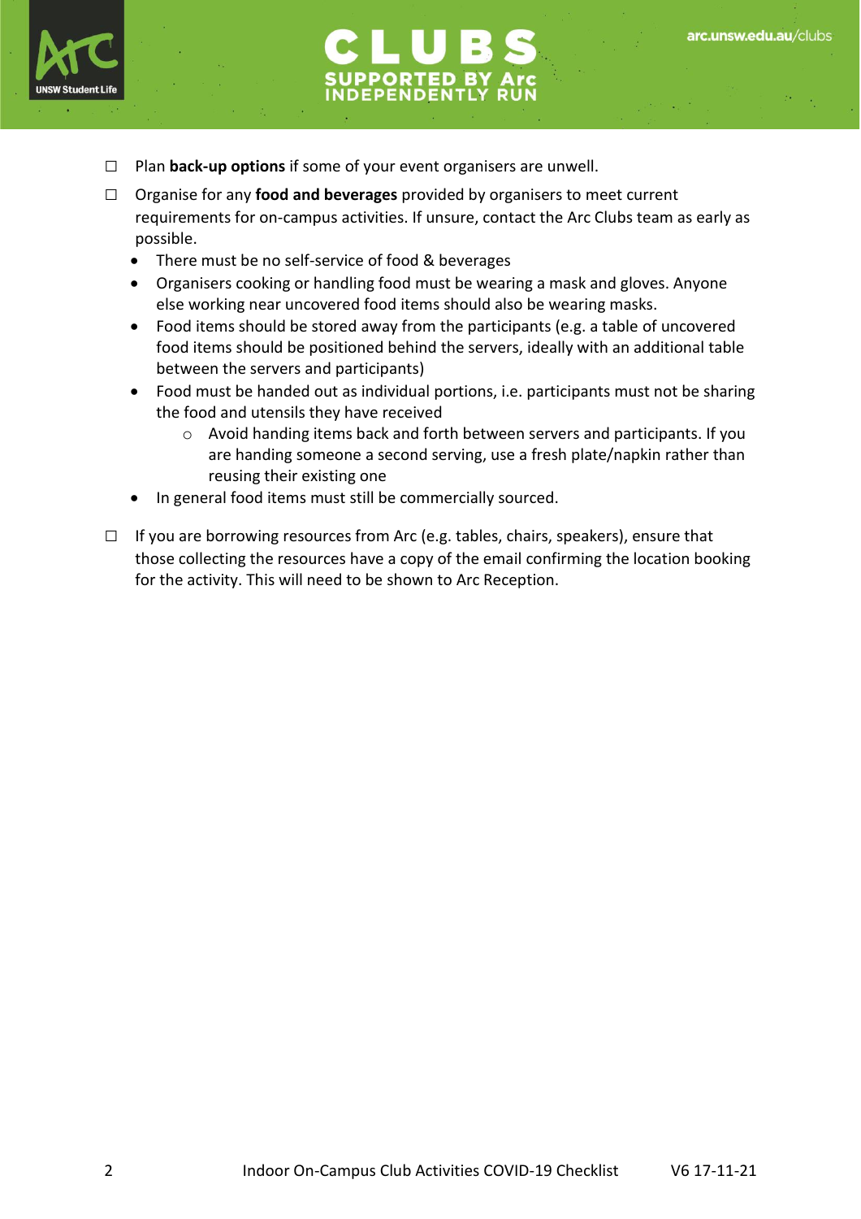- ☐ Plan **back-up options** if some of your event organisers are unwell.
- ☐ Organise for any **food and beverages** provided by organisers to meet current requirements for on-campus activities. If unsure, contact the Arc Clubs team as early as possible.
  - There must be no self-service of food & beverages
  - Organisers cooking or handling food must be wearing a mask and gloves. Anyone else working near uncovered food items should also be wearing masks.
  - Food items should be stored away from the participants (e.g. a table of uncovered food items should be positioned behind the servers, ideally with an additional table between the servers and participants)
  - Food must be handed out as individual portions, i.e. participants must not be sharing the food and utensils they have received
    - Avoid handing items back and forth between servers and participants. If you are handing someone a second serving, use a fresh plate/napkin rather than reusing their existing one
  - In general food items must still be commercially sourced.
- ☐ If you are borrowing resources from Arc (e.g. tables, chairs, speakers), ensure that those collecting the resources have a copy of the email confirming the location booking for the activity. This will need to be shown to Arc Reception.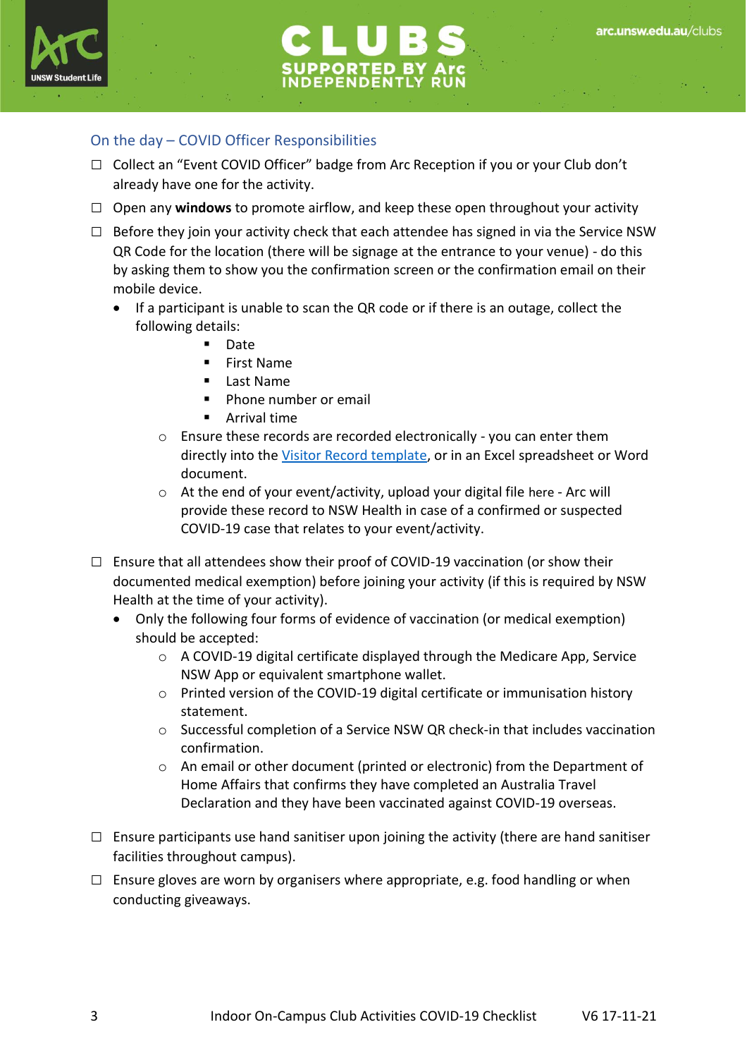## On the day – COVID Officer Responsibilities

- ☐ Collect an "Event COVID Officer" badge from Arc Reception if you or your Club don't already have one for the activity.
- ☐ Open any **windows** to promote airflow, and keep these open throughout your activity
- ☐ Before they join your activity check that each attendee has signed in via the Service NSW QR Code for the location (there will be signage at the entrance to your venue) - do this by asking them to show you the confirmation screen or the confirmation email on their mobile device.
  - If a participant is unable to scan the QR code or if there is an outage, collect the following details:
    - Date
    - First Name
    - Last Name
    - Phone number or email
    - Arrival time
    - Ensure these records are recorded electronically - you can enter them directly into the [Visitor Record template](), or in an Excel spreadsheet or Word document.
    - At the end of your event/activity, upload your digital file here - Arc will provide these record to NSW Health in case of a confirmed or suspected COVID-19 case that relates to your event/activity.
- ☐ Ensure that all attendees show their proof of COVID-19 vaccination (or show their documented medical exemption) before joining your activity (if this is required by NSW Health at the time of your activity).
  - Only the following four forms of evidence of vaccination (or medical exemption) should be accepted:
    - A COVID-19 digital certificate displayed through the Medicare App, Service NSW App or equivalent smartphone wallet.
    - Printed version of the COVID-19 digital certificate or immunisation history statement.
    - Successful completion of a Service NSW QR check-in that includes vaccination confirmation.
    - An email or other document (printed or electronic) from the Department of Home Affairs that confirms they have completed an Australia Travel Declaration and they have been vaccinated against COVID-19 overseas.
- ☐ Ensure participants use hand sanitiser upon joining the activity (there are hand sanitiser facilities throughout campus).
- ☐ Ensure gloves are worn by organisers where appropriate, e.g. food handling or when conducting giveaways.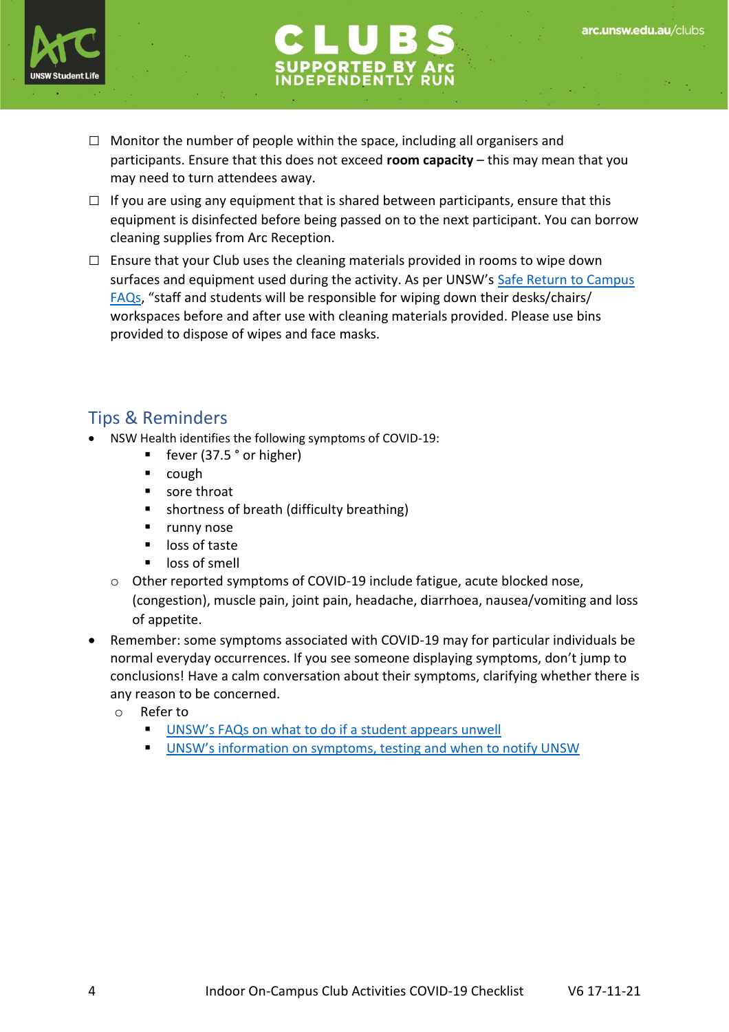- ☐ Monitor the number of people within the space, including all organisers and participants. Ensure that this does not exceed **room capacity** – this may mean that you may need to turn attendees away.
- ☐ If you are using any equipment that is shared between participants, ensure that this equipment is disinfected before being passed on to the next participant. You can borrow cleaning supplies from Arc Reception.
- ☐ Ensure that your Club uses the cleaning materials provided in rooms to wipe down surfaces and equipment used during the activity. As per UNSW's Safe Return to Campus FAQs, "staff and students will be responsible for wiping down their desks/chairs/ workspaces before and after use with cleaning materials provided. Please use bins provided to dispose of wipes and face masks.

## Tips & Reminders

- NSW Health identifies the following symptoms of COVID-19:
  - fever (37.5 ° or higher)
  - cough
  - sore throat
  - shortness of breath (difficulty breathing)
  - runny nose
  - loss of taste
  - loss of smell
  - Other reported symptoms of COVID-19 include fatigue, acute blocked nose, (congestion), muscle pain, joint pain, headache, diarrhoea, nausea/vomiting and loss of appetite.
- Remember: some symptoms associated with COVID-19 may for particular individuals be normal everyday occurrences. If you see someone displaying symptoms, don't jump to conclusions! Have a calm conversation about their symptoms, clarifying whether there is any reason to be concerned.
  - Refer to
    - UNSW's FAQs on what to do if a student appears unwell
    - UNSW's information on symptoms, testing and when to notify UNSW